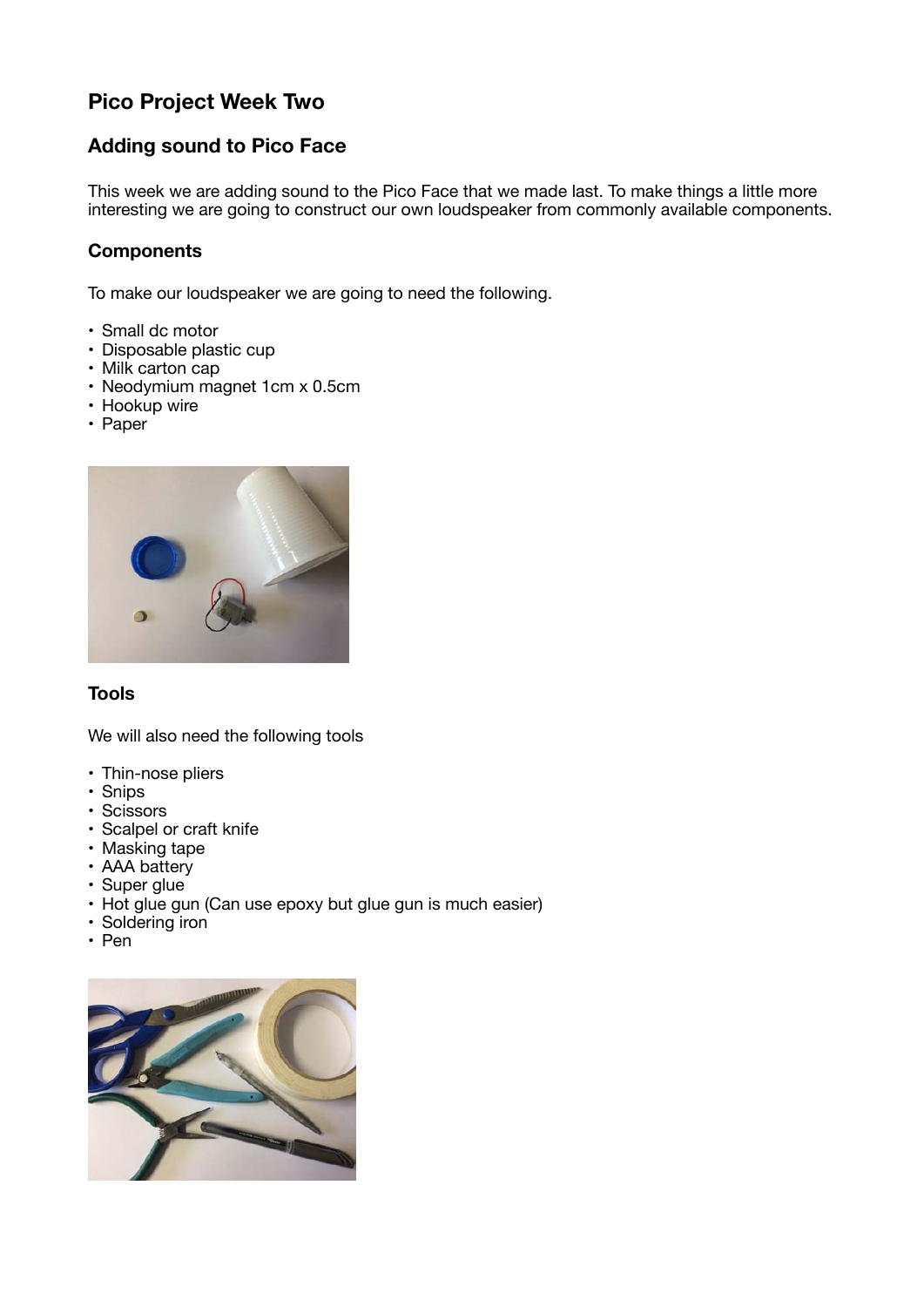# Pico Project Week Two

## Adding sound to Pico Face

This week we are adding sound to the Pico Face that we made last. To make things a little more interesting we are going to construct our own loudspeaker from commonly available components.

### Components

To make our loudspeaker we are going to need the following.

- Small dc motor
- Disposable plastic cup
- Milk carton cap
- Neodymium magnet 1cm x 0.5cm
- Hookup wire
- Paper

### Tools

We will also need the following tools

- Thin-nose pliers
- Snips
- Scissors
- Scalpel or craft knife
- Masking tape
- AAA battery
- Super glue
- Hot glue gun (Can use epoxy but glue gun is much easier)
- Soldering iron
- Pen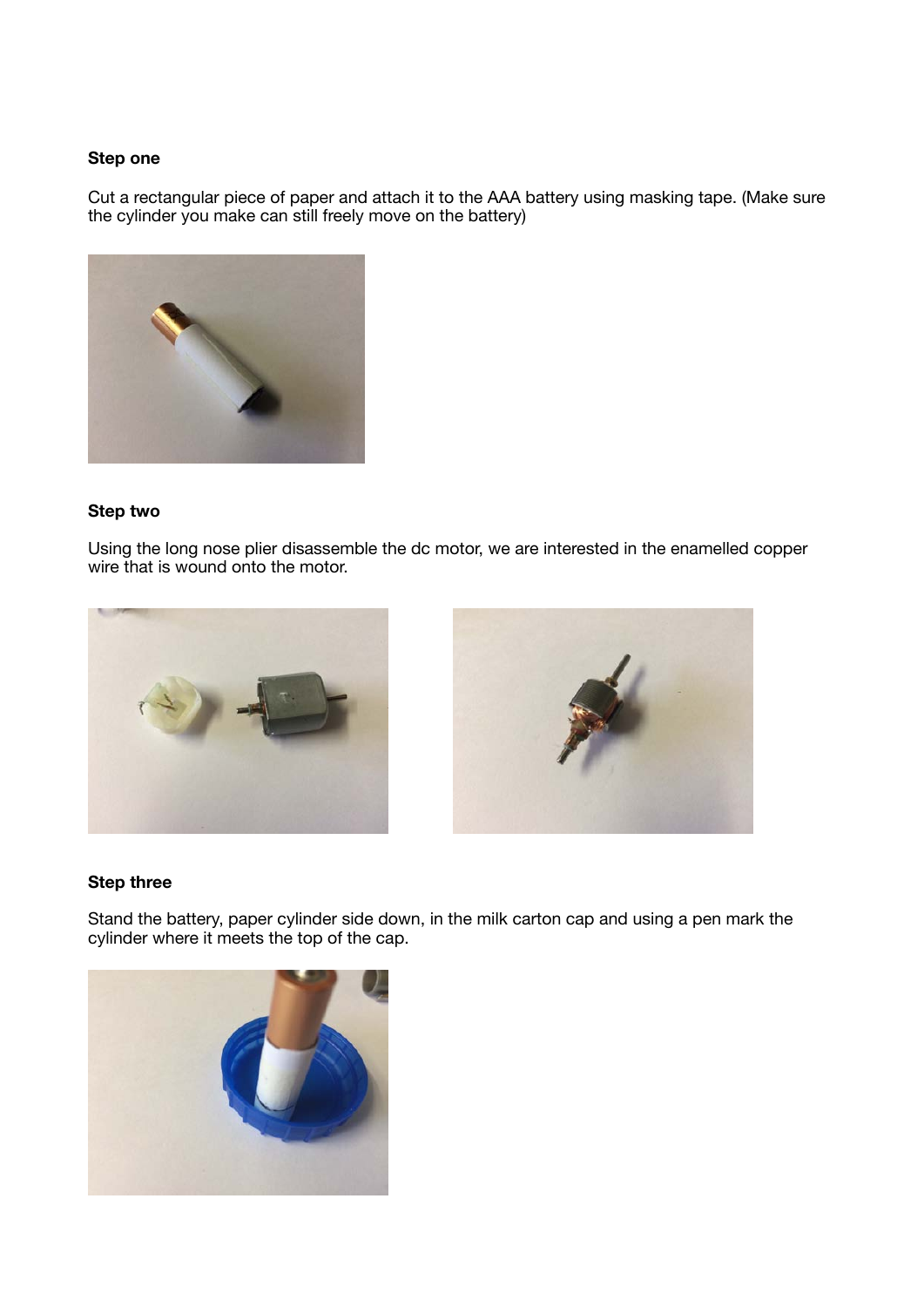**Step one**

Cut a rectangular piece of paper and attach it to the AAA battery using masking tape. (Make sure the cylinder you make can still freely move on the battery)

**Step two**

Using the long nose plier disassemble the dc motor, we are interested in the enamelled copper wire that is wound onto the motor.

**Step three**

Stand the battery, paper cylinder side down, in the milk carton cap and using a pen mark the cylinder where it meets the top of the cap.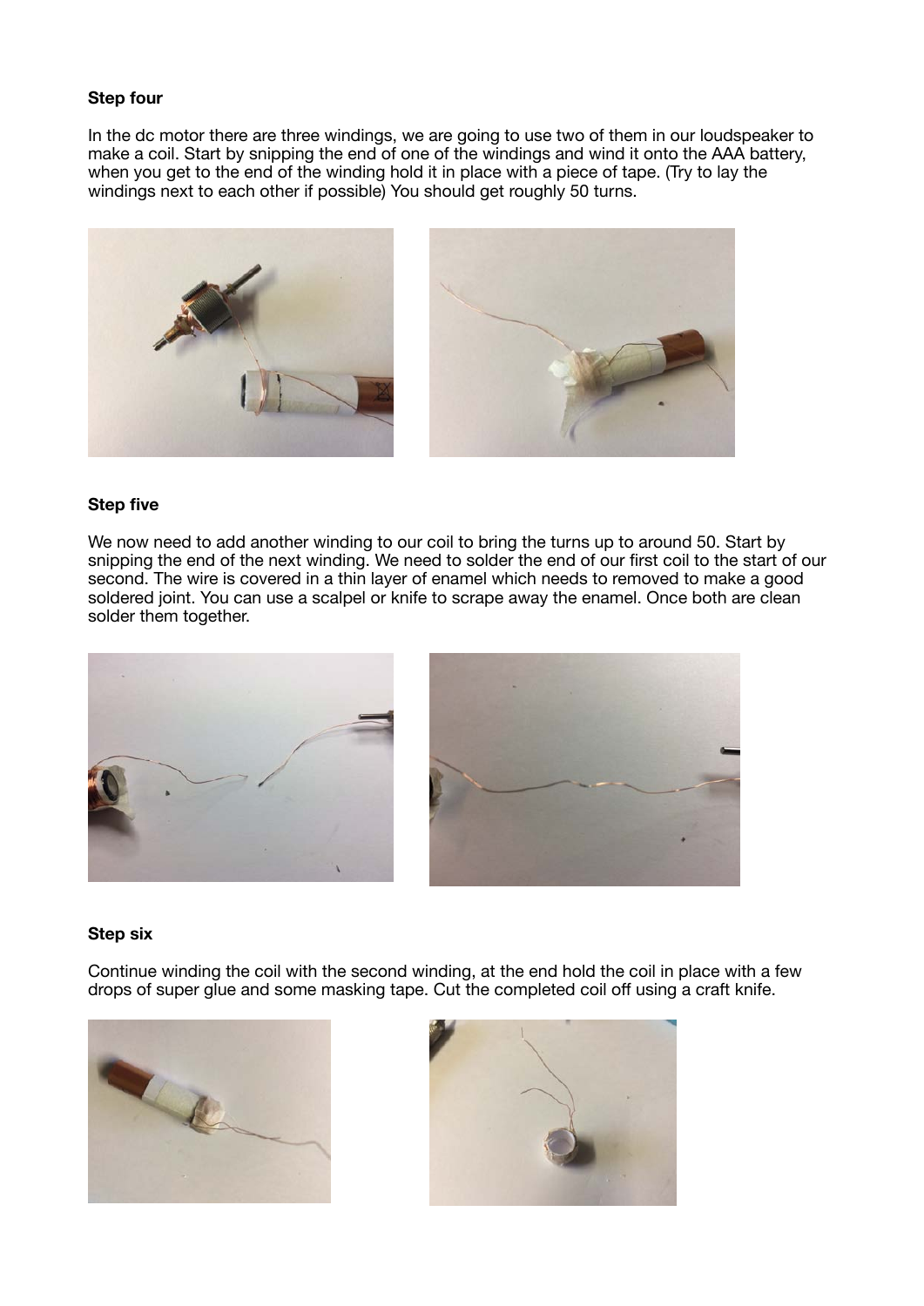**Step four**

In the dc motor there are three windings, we are going to use two of them in our loudspeaker to make a coil. Start by snipping the end of one of the windings and wind it onto the AAA battery, when you get to the end of the winding hold it in place with a piece of tape. (Try to lay the windings next to each other if possible) You should get roughly 50 turns.

**Step five**

We now need to add another winding to our coil to bring the turns up to around 50. Start by snipping the end of the next winding. We need to solder the end of our first coil to the start of our second. The wire is covered in a thin layer of enamel which needs to removed to make a good soldered joint. You can use a scalpel or knife to scrape away the enamel. Once both are clean solder them together.

**Step six**

Continue winding the coil with the second winding, at the end hold the coil in place with a few drops of super glue and some masking tape. Cut the completed coil off using a craft knife.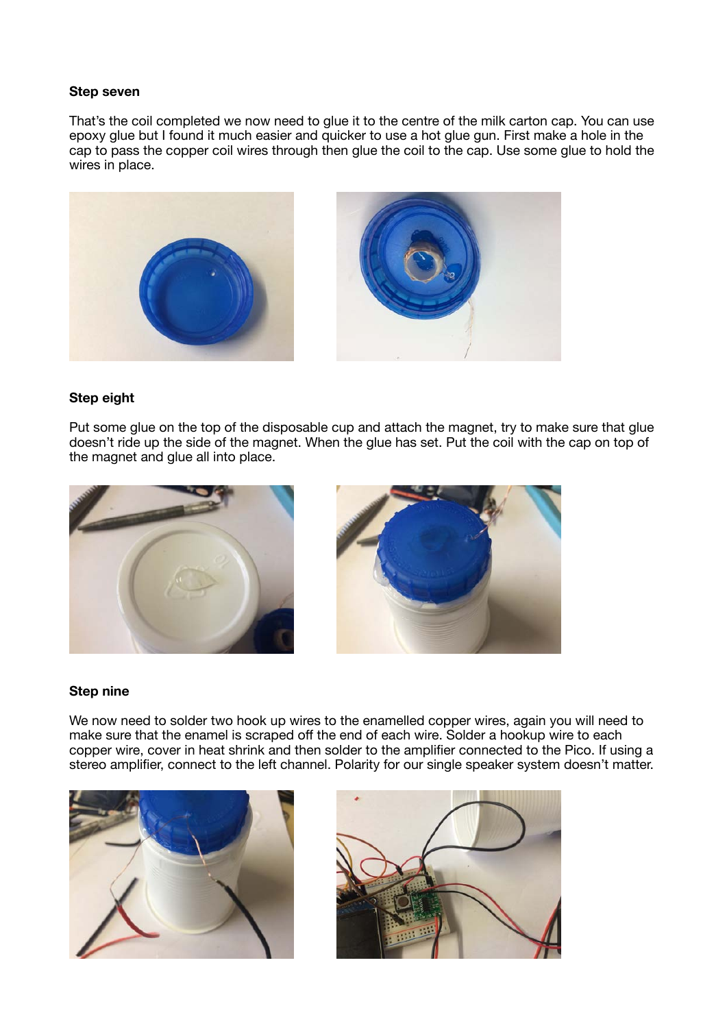**Step seven**

That's the coil completed we now need to glue it to the centre of the milk carton cap. You can use epoxy glue but I found it much easier and quicker to use a hot glue gun. First make a hole in the cap to pass the copper coil wires through then glue the coil to the cap. Use some glue to hold the wires in place.

**Step eight**

Put some glue on the top of the disposable cup and attach the magnet, try to make sure that glue doesn't ride up the side of the magnet. When the glue has set. Put the coil with the cap on top of the magnet and glue all into place.

**Step nine**

We now need to solder two hook up wires to the enamelled copper wires, again you will need to make sure that the enamel is scraped off the end of each wire. Solder a hookup wire to each copper wire, cover in heat shrink and then solder to the amplifier connected to the Pico. If using a stereo amplifier, connect to the left channel. Polarity for our single speaker system doesn't matter.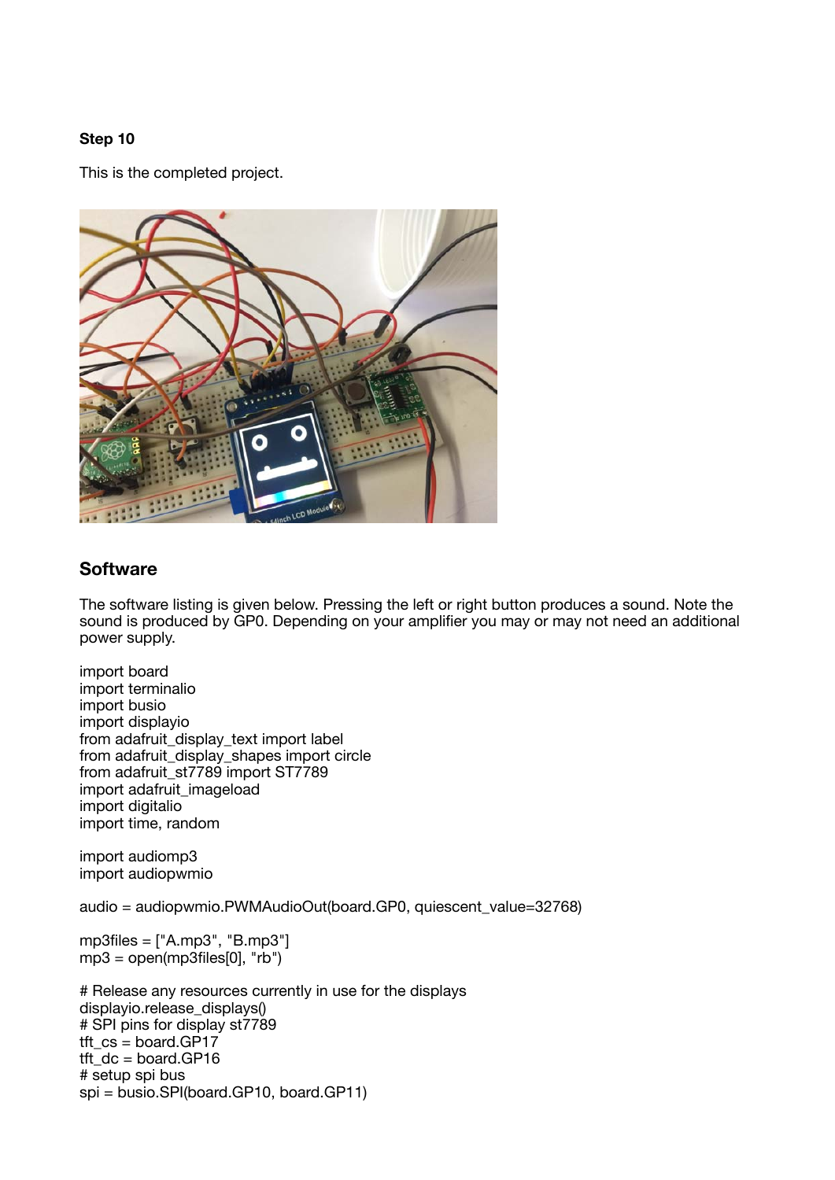**Step 10**

This is the completed project.

## Software

The software listing is given below. Pressing the left or right button produces a sound. Note the sound is produced by GP0. Depending on your amplifier you may or may not need an additional power supply.

```
import board
import terminalio
import busio
import displayio
from adafruit_display_text import label
from adafruit_display_shapes import circle
from adafruit_st7789 import ST7789
import adafruit_imageload
import digitalio
import time, random

import audiomp3
import audiopwmio

audio = audiopwmio.PWMAudioOut(board.GP0, quiescent_value=32768)

mp3files = ["A.mp3", "B.mp3"]
mp3 = open(mp3files[0], "rb")

# Release any resources currently in use for the displays
displayio.release_displays()
# SPI pins for display st7789
tft_cs = board.GP17
tft_dc = board.GP16
# setup spi bus
spi = busio.SPI(board.GP10, board.GP11)
```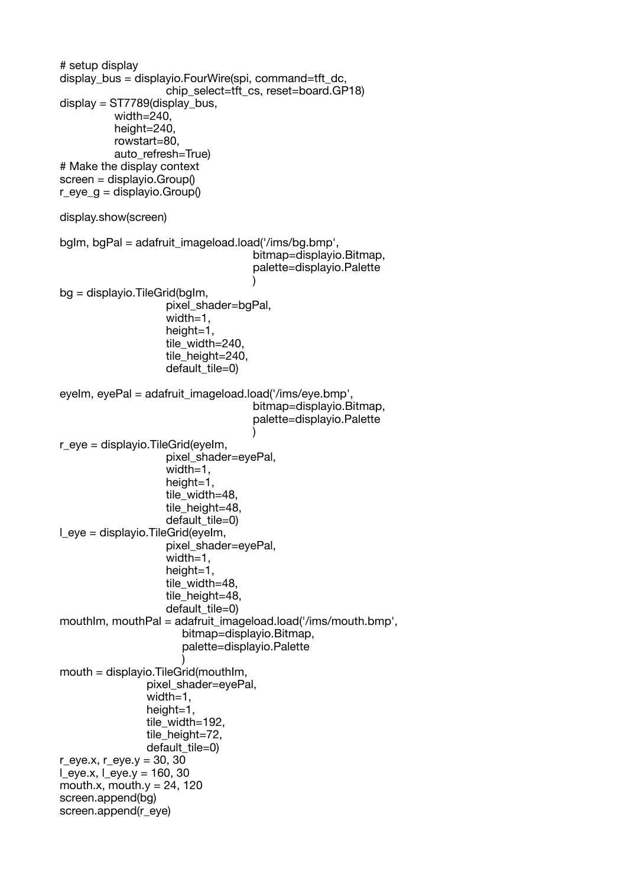```
# setup display
display_bus = displayio.FourWire(spi, command=tft_dc,
                         chip_select=tft_cs, reset=board.GP18)
display = ST7789(display_bus,
             width=240,
             height=240,
             rowstart=80,
             auto_refresh=True)
# Make the display context
screen = displayio.Group()
r_eye_g = displayio.Group()

display.show(screen)

bgIm, bgPal = adafruit_imageload.load('/ims/bg.bmp',
                                      bitmap=displayio.Bitmap,
                                      palette=displayio.Palette
                                      )
bg = displayio.TileGrid(bgIm,
                        pixel_shader=bgPal,
                        width=1,
                        height=1,
                        tile_width=240,
                        tile_height=240,
                        default_tile=0)

eyeIm, eyePal = adafruit_imageload.load('/ims/eye.bmp',
                                      bitmap=displayio.Bitmap,
                                      palette=displayio.Palette
                                      )
r_eye = displayio.TileGrid(eyeIm,
                        pixel_shader=eyePal,
                        width=1,
                        height=1,
                        tile_width=48,
                        tile_height=48,
                        default_tile=0)
l_eye = displayio.TileGrid(eyeIm,
                        pixel_shader=eyePal,
                        width=1,
                        height=1,
                        tile_width=48,
                        tile_height=48,
                        default_tile=0)
mouthIm, mouthPal = adafruit_imageload.load('/ims/mouth.bmp',
                            bitmap=displayio.Bitmap,
                            palette=displayio.Palette
                            )
mouth = displayio.TileGrid(mouthIm,
                    pixel_shader=eyePal,
                    width=1,
                    height=1,
                    tile_width=192,
                    tile_height=72,
                    default_tile=0)
r_eye.x, r_eye.y = 30, 30
l_eye.x, l_eye.y = 160, 30
mouth.x, mouth.y = 24, 120
screen.append(bg)
screen.append(r_eye)
```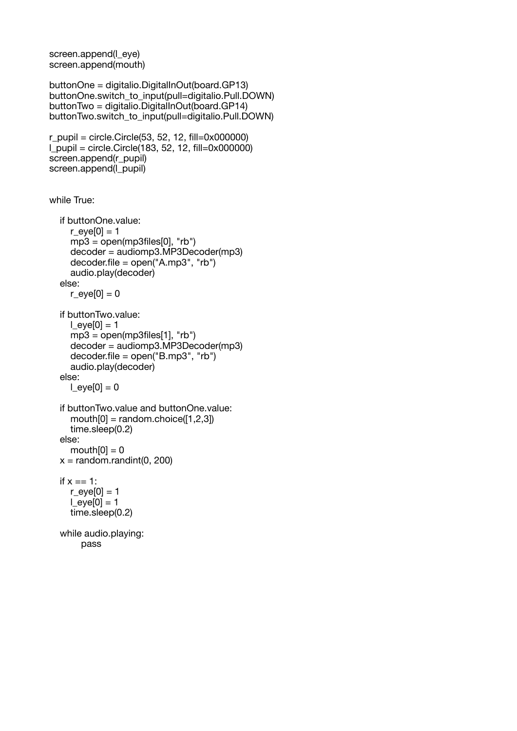```
screen.append(l_eye)
screen.append(mouth)

buttonOne = digitalio.DigitalInOut(board.GP13)
buttonOne.switch_to_input(pull=digitalio.Pull.DOWN)
buttonTwo = digitalio.DigitalInOut(board.GP14)
buttonTwo.switch_to_input(pull=digitalio.Pull.DOWN)

r_pupil = circle.Circle(53, 52, 12, fill=0x000000)
l_pupil = circle.Circle(183, 52, 12, fill=0x000000)
screen.append(r_pupil)
screen.append(l_pupil)


while True:

    if buttonOne.value:
        r_eye[0] = 1
        mp3 = open(mp3files[0], "rb")
        decoder = audiomp3.MP3Decoder(mp3)
        decoder.file = open("A.mp3", "rb")
        audio.play(decoder)
    else:
        r_eye[0] = 0

    if buttonTwo.value:
        l_eye[0] = 1
        mp3 = open(mp3files[1], "rb")
        decoder = audiomp3.MP3Decoder(mp3)
        decoder.file = open("B.mp3", "rb")
        audio.play(decoder)
    else:
        l_eye[0] = 0

    if buttonTwo.value and buttonOne.value:
        mouth[0] = random.choice([1,2,3])
        time.sleep(0.2)
    else:
        mouth[0] = 0
    x = random.randint(0, 200)

    if x == 1:
        r_eye[0] = 1
        l_eye[0] = 1
        time.sleep(0.2)

    while audio.playing:
            pass
```